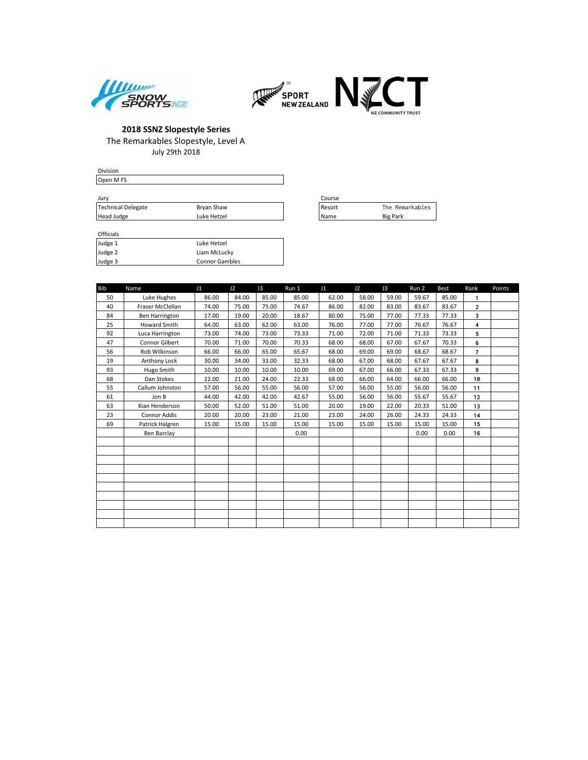## 2018 SSNZ Slopestyle Series

The Remarkables Slopestyle, Level A

July 29th 2018

| Division |
| --- |
| Open M FS |

**Jury**

| | |
| --- | --- |
| Technical Delegate | Bryan Shaw |
| Head Judge | Luke Hetzel |

**Course**

| | |
| --- | --- |
| Resort | The Remarkables |
| Name | Big Park |

**Officials**

| | |
| --- | --- |
| Judge 1 | Luke Hetzel |
| Judge 2 | Liam McLucky |
| Judge 3 | Connor Gambles |

| Bib | Name | J1 | J2 | J3 | Run 1 | J1 | J2 | J3 | Run 2 | Best | Rank | Points |
| --- | --- | --- | --- | --- | --- | --- | --- | --- | --- | --- | --- | --- |
| 50 | Luke Hughes | 86.00 | 84.00 | 85.00 | 85.00 | 62.00 | 58.00 | 59.00 | 59.67 | 85.00 | 1 | |
| 40 | Fraser McClellan | 74.00 | 75.00 | 75.00 | 74.67 | 86.00 | 82.00 | 83.00 | 83.67 | 83.67 | 2 | |
| 84 | Ben Harrington | 17.00 | 19.00 | 20.00 | 18.67 | 80.00 | 75.00 | 77.00 | 77.33 | 77.33 | 3 | |
| 25 | Howard Smith | 64.00 | 63.00 | 62.00 | 63.00 | 76.00 | 77.00 | 77.00 | 76.67 | 76.67 | 4 | |
| 92 | Luca Harrington | 73.00 | 74.00 | 73.00 | 73.33 | 71.00 | 72.00 | 71.00 | 71.33 | 73.33 | 5 | |
| 47 | Connor Gilbert | 70.00 | 71.00 | 70.00 | 70.33 | 68.00 | 68.00 | 67.00 | 67.67 | 70.33 | 6 | |
| 56 | Rob Wilkinson | 66.00 | 66.00 | 65.00 | 65.67 | 68.00 | 69.00 | 69.00 | 68.67 | 68.67 | 7 | |
| 19 | Anthony Lock | 30.00 | 34.00 | 33.00 | 32.33 | 68.00 | 67.00 | 68.00 | 67.67 | 67.67 | 8 | |
| 93 | Hugo Smith | 10.00 | 10.00 | 10.00 | 10.00 | 69.00 | 67.00 | 66.00 | 67.33 | 67.33 | 9 | |
| 68 | Dan Stokes | 22.00 | 21.00 | 24.00 | 22.33 | 68.00 | 66.00 | 64.00 | 66.00 | 66.00 | 10 | |
| 55 | Callum Johnston | 57.00 | 56.00 | 55.00 | 56.00 | 57.00 | 56.00 | 55.00 | 56.00 | 56.00 | 11 | |
| 61 | Jon B | 44.00 | 42.00 | 42.00 | 42.67 | 55.00 | 56.00 | 56.00 | 55.67 | 55.67 | 12 | |
| 63 | Kian Henderson | 50.00 | 52.00 | 51.00 | 51.00 | 20.00 | 19.00 | 22.00 | 20.33 | 51.00 | 13 | |
| 23 | Connor Addis | 20.00 | 20.00 | 23.00 | 21.00 | 23.00 | 24.00 | 26.00 | 24.33 | 24.33 | 14 | |
| 69 | Patrick Halgren | 15.00 | 15.00 | 15.00 | 15.00 | 15.00 | 15.00 | 15.00 | 15.00 | 15.00 | 15 | |
| | Ben Barclay | | | | 0.00 | | | | 0.00 | 0.00 | 16 | |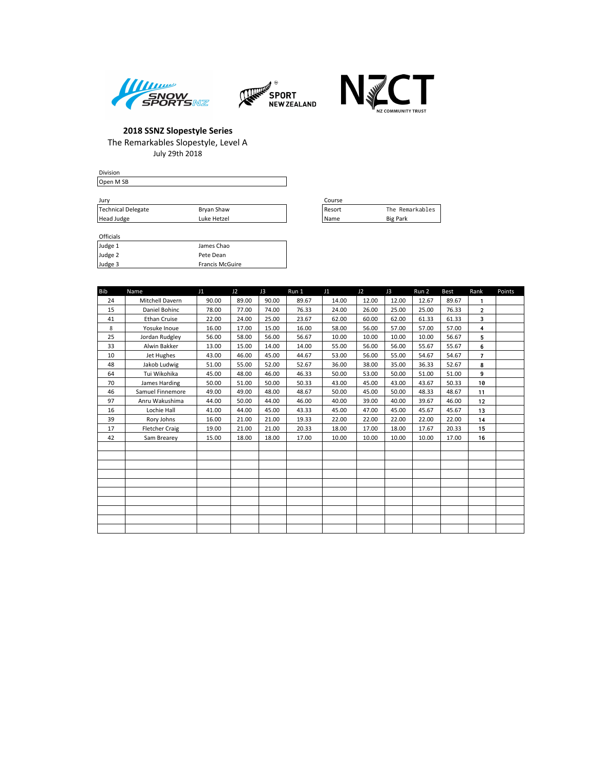## 2018 SSNZ Slopestyle Series

The Remarkables Slopestyle, Level A

July 29th 2018

| Division |
|---|
| Open M SB |

| Jury | |
|---|---|
| Technical Delegate | Bryan Shaw |
| Head Judge | Luke Hetzel |

| Course | |
|---|---|
| Resort | The Remarkables |
| Name | Big Park |

| Officials | |
|---|---|
| Judge 1 | James Chao |
| Judge 2 | Pete Dean |
| Judge 3 | Francis McGuire |

| Bib | Name | J1 | J2 | J3 | Run 1 | J1 | J2 | J3 | Run 2 | Best | Rank | Points |
|---|---|---|---|---|---|---|---|---|---|---|---|---|
| 24 | Mitchell Davern | 90.00 | 89.00 | 90.00 | 89.67 | 14.00 | 12.00 | 12.00 | 12.67 | 89.67 | 1 | |
| 15 | Daniel Bohinc | 78.00 | 77.00 | 74.00 | 76.33 | 24.00 | 26.00 | 25.00 | 25.00 | 76.33 | 2 | |
| 41 | Ethan Cruise | 22.00 | 24.00 | 25.00 | 23.67 | 62.00 | 60.00 | 62.00 | 61.33 | 61.33 | 3 | |
| 8 | Yosuke Inoue | 16.00 | 17.00 | 15.00 | 16.00 | 58.00 | 56.00 | 57.00 | 57.00 | 57.00 | 4 | |
| 25 | Jordan Rudgley | 56.00 | 58.00 | 56.00 | 56.67 | 10.00 | 10.00 | 10.00 | 10.00 | 56.67 | 5 | |
| 33 | Alwin Bakker | 13.00 | 15.00 | 14.00 | 14.00 | 55.00 | 56.00 | 56.00 | 55.67 | 55.67 | 6 | |
| 10 | Jet Hughes | 43.00 | 46.00 | 45.00 | 44.67 | 53.00 | 56.00 | 55.00 | 54.67 | 54.67 | 7 | |
| 48 | Jakob Ludwig | 51.00 | 55.00 | 52.00 | 52.67 | 36.00 | 38.00 | 35.00 | 36.33 | 52.67 | 8 | |
| 64 | Tui Wikohika | 45.00 | 48.00 | 46.00 | 46.33 | 50.00 | 53.00 | 50.00 | 51.00 | 51.00 | 9 | |
| 70 | James Harding | 50.00 | 51.00 | 50.00 | 50.33 | 43.00 | 45.00 | 43.00 | 43.67 | 50.33 | 10 | |
| 46 | Samuel Finnemore | 49.00 | 49.00 | 48.00 | 48.67 | 50.00 | 45.00 | 50.00 | 48.33 | 48.67 | 11 | |
| 97 | Anru Wakushima | 44.00 | 50.00 | 44.00 | 46.00 | 40.00 | 39.00 | 40.00 | 39.67 | 46.00 | 12 | |
| 16 | Lochie Hall | 41.00 | 44.00 | 45.00 | 43.33 | 45.00 | 47.00 | 45.00 | 45.67 | 45.67 | 13 | |
| 39 | Rory Johns | 16.00 | 21.00 | 21.00 | 19.33 | 22.00 | 22.00 | 22.00 | 22.00 | 22.00 | 14 | |
| 17 | Fletcher Craig | 19.00 | 21.00 | 21.00 | 20.33 | 18.00 | 17.00 | 18.00 | 17.67 | 20.33 | 15 | |
| 42 | Sam Brearey | 15.00 | 18.00 | 18.00 | 17.00 | 10.00 | 10.00 | 10.00 | 10.00 | 17.00 | 16 | |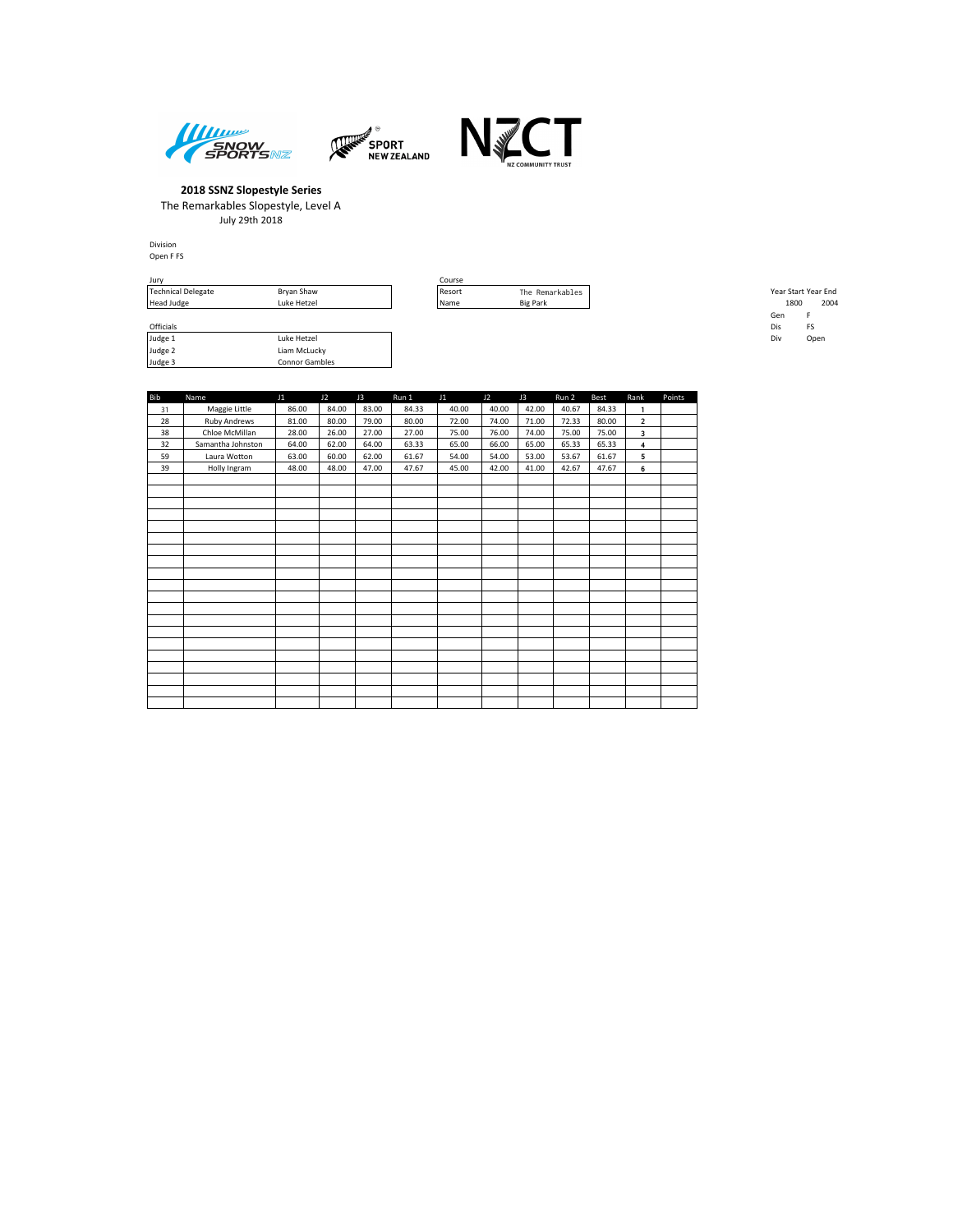**2018 SSNZ Slopestyle Series**

The Remarkables Slopestyle, Level A

July 29th 2018

Division
Open F FS

Jury

| | |
|---|---|
| Technical Delegate | Bryan Shaw |
| Head Judge | Luke Hetzel |

Course

| | |
|---|---|
| Resort | The Remarkables |
| Name | Big Park |

| Year Start | Year End |
|---|---|
| 1800 | 2004 |

| | |
|---|---|
| Gen | F |
| Dis | FS |
| Div | Open |

Officials

| | |
|---|---|
| Judge 1 | Luke Hetzel |
| Judge 2 | Liam McLucky |
| Judge 3 | Connor Gambles |

| Bib | Name | J1 | J2 | J3 | Run 1 | J1 | J2 | J3 | Run 2 | Best | Rank | Points |
|---|---|---|---|---|---|---|---|---|---|---|---|---|
| 31 | Maggie Little | 86.00 | 84.00 | 83.00 | 84.33 | 40.00 | 40.00 | 42.00 | 40.67 | 84.33 | 1 | |
| 28 | Ruby Andrews | 81.00 | 80.00 | 79.00 | 80.00 | 72.00 | 74.00 | 71.00 | 72.33 | 80.00 | 2 | |
| 38 | Chloe McMillan | 28.00 | 26.00 | 27.00 | 27.00 | 75.00 | 76.00 | 74.00 | 75.00 | 75.00 | 3 | |
| 32 | Samantha Johnston | 64.00 | 62.00 | 64.00 | 63.33 | 65.00 | 66.00 | 65.00 | 65.33 | 65.33 | 4 | |
| 59 | Laura Wotton | 63.00 | 60.00 | 62.00 | 61.67 | 54.00 | 54.00 | 53.00 | 53.67 | 61.67 | 5 | |
| 39 | Holly Ingram | 48.00 | 48.00 | 47.00 | 47.67 | 45.00 | 42.00 | 41.00 | 42.67 | 47.67 | 6 | |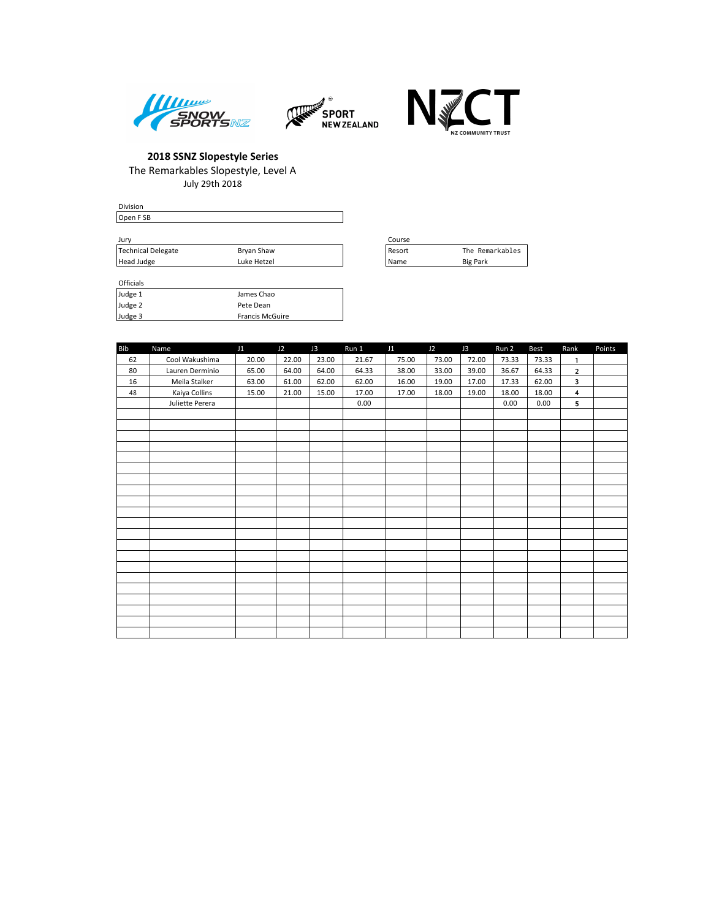# 2018 SSNZ Slopestyle Series

The Remarkables Slopestyle, Level A

July 29th 2018

| Division |
| --- |
| Open F SB |

| Jury | |
| --- | --- |
| Technical Delegate | Bryan Shaw |
| Head Judge | Luke Hetzel |

| Course | |
| --- | --- |
| Resort | The Remarkables |
| Name | Big Park |

| Officials | |
| --- | --- |
| Judge 1 | James Chao |
| Judge 2 | Pete Dean |
| Judge 3 | Francis McGuire |

| Bib | Name | J1 | J2 | J3 | Run 1 | J1 | J2 | J3 | Run 2 | Best | Rank | Points |
| --- | --- | --- | --- | --- | --- | --- | --- | --- | --- | --- | --- | --- |
| 62 | Cool Wakushima | 20.00 | 22.00 | 23.00 | 21.67 | 75.00 | 73.00 | 72.00 | 73.33 | 73.33 | 1 | |
| 80 | Lauren Derminio | 65.00 | 64.00 | 64.00 | 64.33 | 38.00 | 33.00 | 39.00 | 36.67 | 64.33 | 2 | |
| 16 | Meila Stalker | 63.00 | 61.00 | 62.00 | 62.00 | 16.00 | 19.00 | 17.00 | 17.33 | 62.00 | 3 | |
| 48 | Kaiya Collins | 15.00 | 21.00 | 15.00 | 17.00 | 17.00 | 18.00 | 19.00 | 18.00 | 18.00 | 4 | |
| | Juliette Perera | | | | 0.00 | | | | 0.00 | 0.00 | 5 | |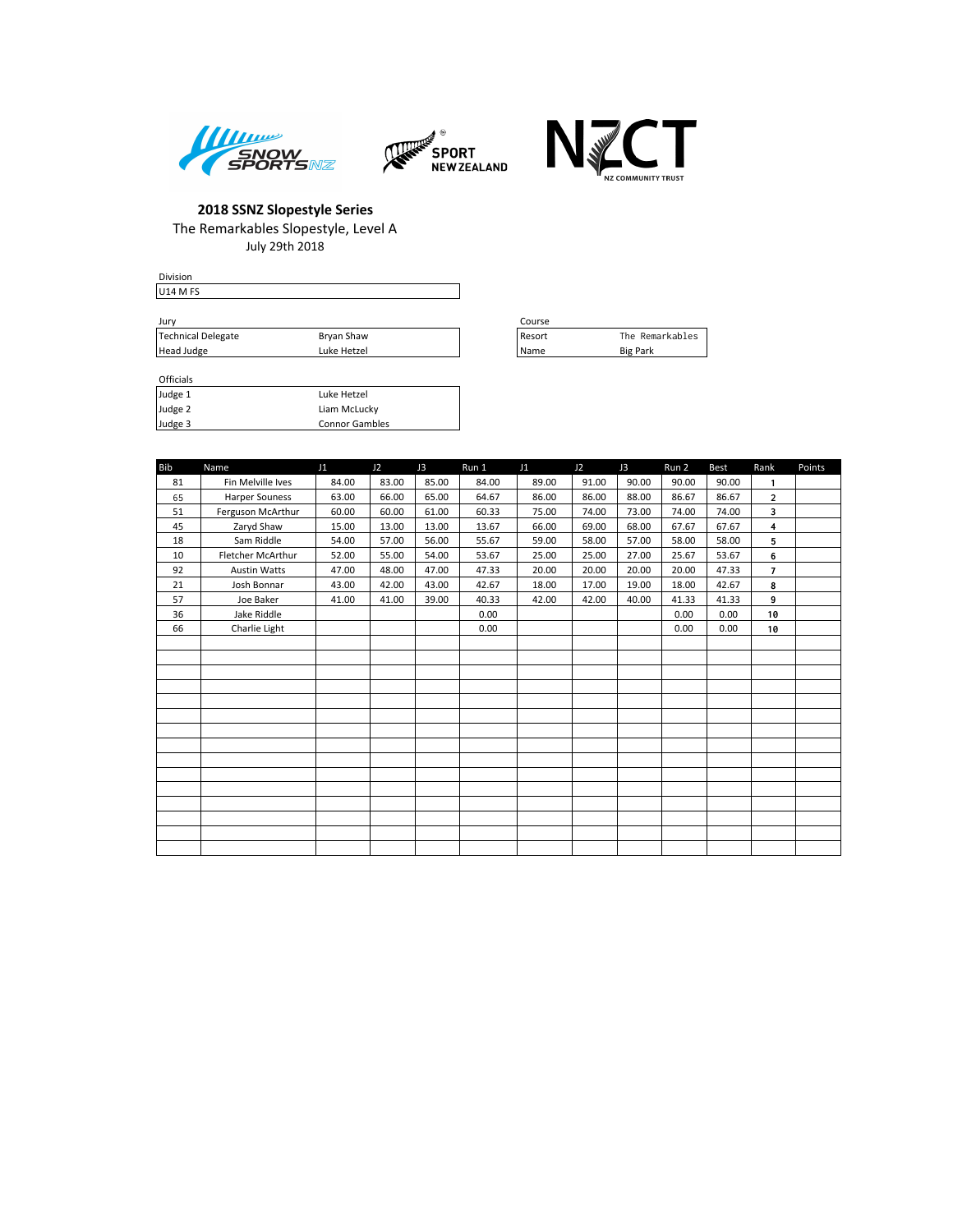**2018 SSNZ Slopestyle Series**

The Remarkables Slopestyle, Level A

July 29th 2018

| Division |  |
|---|---|
| U14 M FS |  |

| Jury |  |
|---|---|
| Technical Delegate | Bryan Shaw |
| Head Judge | Luke Hetzel |

| Course |  |
|---|---|
| Resort | The Remarkables |
| Name | Big Park |

| Officials |  |
|---|---|
| Judge 1 | Luke Hetzel |
| Judge 2 | Liam McLucky |
| Judge 3 | Connor Gambles |

| Bib | Name | J1 | J2 | J3 | Run 1 | J1 | J2 | J3 | Run 2 | Best | Rank | Points |
|---|---|---|---|---|---|---|---|---|---|---|---|---|
| 81 | Fin Melville Ives | 84.00 | 83.00 | 85.00 | 84.00 | 89.00 | 91.00 | 90.00 | 90.00 | 90.00 | 1 | |
| 65 | Harper Souness | 63.00 | 66.00 | 65.00 | 64.67 | 86.00 | 86.00 | 88.00 | 86.67 | 86.67 | 2 | |
| 51 | Ferguson McArthur | 60.00 | 60.00 | 61.00 | 60.33 | 75.00 | 74.00 | 73.00 | 74.00 | 74.00 | 3 | |
| 45 | Zaryd Shaw | 15.00 | 13.00 | 13.00 | 13.67 | 66.00 | 69.00 | 68.00 | 67.67 | 67.67 | 4 | |
| 18 | Sam Riddle | 54.00 | 57.00 | 56.00 | 55.67 | 59.00 | 58.00 | 57.00 | 58.00 | 58.00 | 5 | |
| 10 | Fletcher McArthur | 52.00 | 55.00 | 54.00 | 53.67 | 25.00 | 25.00 | 27.00 | 25.67 | 53.67 | 6 | |
| 92 | Austin Watts | 47.00 | 48.00 | 47.00 | 47.33 | 20.00 | 20.00 | 20.00 | 20.00 | 47.33 | 7 | |
| 21 | Josh Bonnar | 43.00 | 42.00 | 43.00 | 42.67 | 18.00 | 17.00 | 19.00 | 18.00 | 42.67 | 8 | |
| 57 | Joe Baker | 41.00 | 41.00 | 39.00 | 40.33 | 42.00 | 42.00 | 40.00 | 41.33 | 41.33 | 9 | |
| 36 | Jake Riddle | | | | 0.00 | | | | 0.00 | 0.00 | 10 | |
| 66 | Charlie Light | | | | 0.00 | | | | 0.00 | 0.00 | 10 | |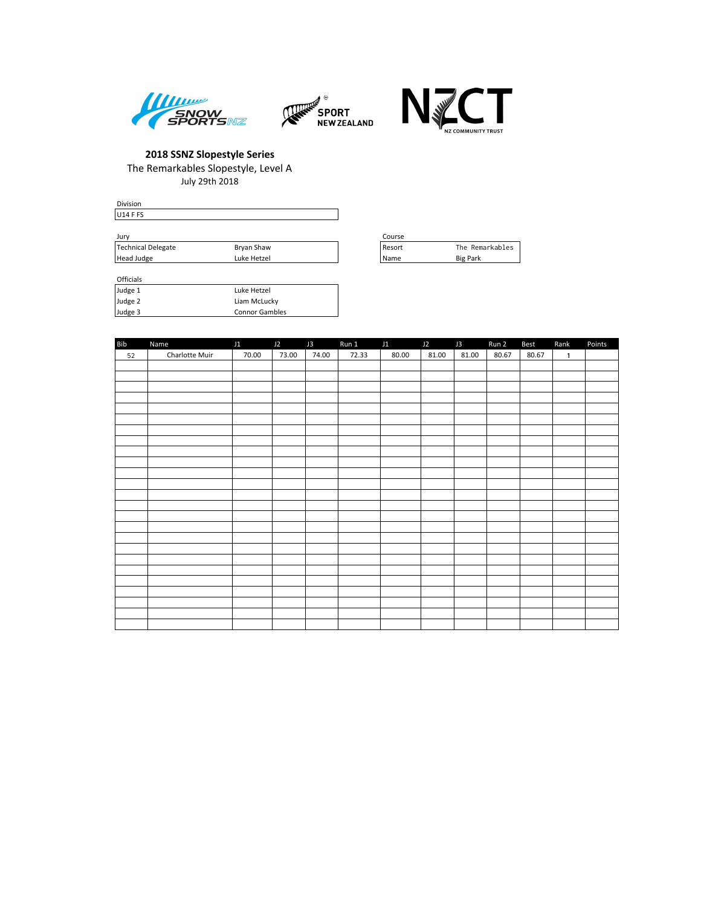**2018 SSNZ Slopestyle Series**

The Remarkables Slopestyle, Level A

July 29th 2018

Division

| U14 F FS |
|---|

Jury

| | |
|---|---|
| Technical Delegate | Bryan Shaw |
| Head Judge | Luke Hetzel |

Course

| | |
|---|---|
| Resort | The Remarkables |
| Name | Big Park |

Officials

| | |
|---|---|
| Judge 1 | Luke Hetzel |
| Judge 2 | Liam McLucky |
| Judge 3 | Connor Gambles |

| Bib | Name | J1 | J2 | J3 | Run 1 | J1 | J2 | J3 | Run 2 | Best | Rank | Points |
|---|---|---|---|---|---|---|---|---|---|---|---|---|
| 52 | Charlotte Muir | 70.00 | 73.00 | 74.00 | 72.33 | 80.00 | 81.00 | 81.00 | 80.67 | 80.67 | 1 | |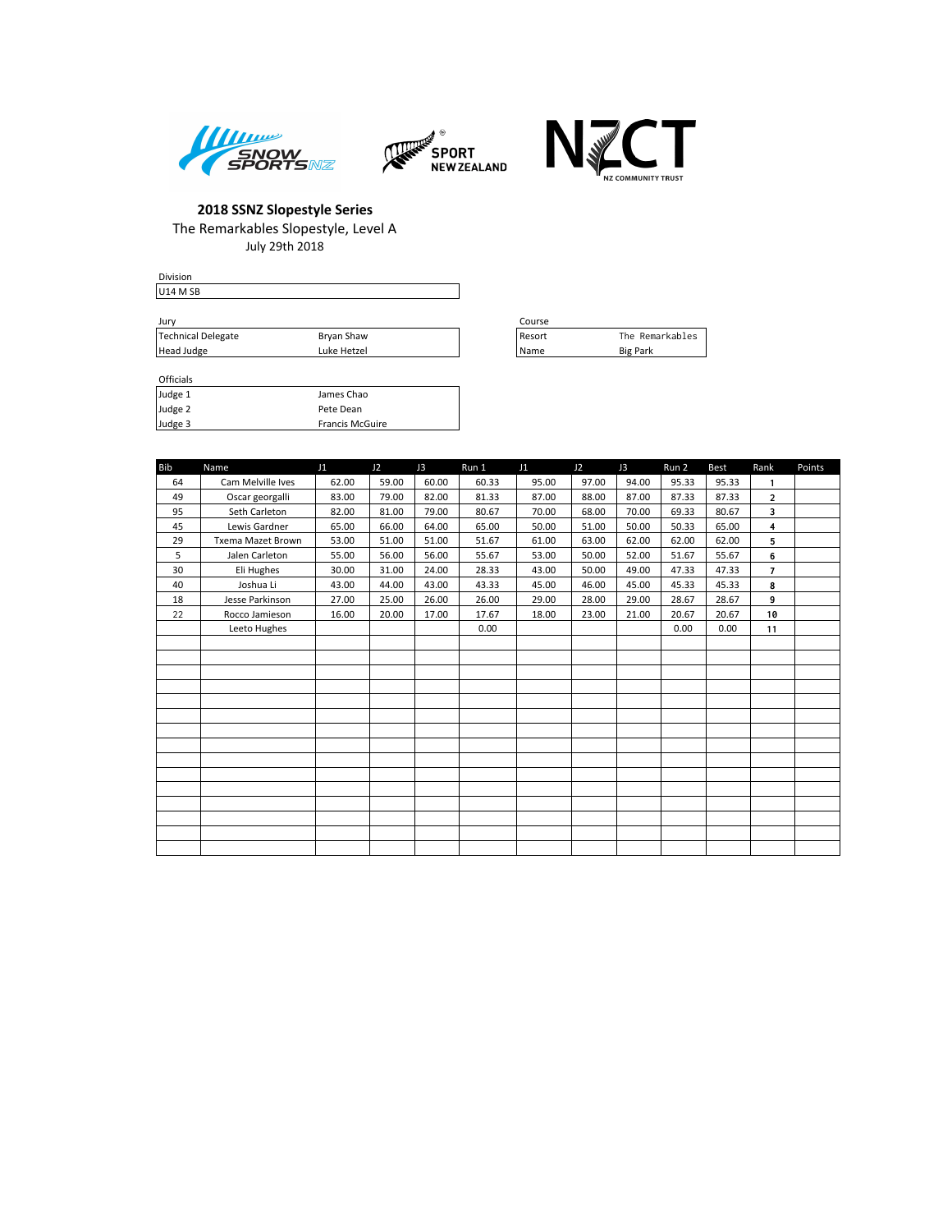**2018 SSNZ Slopestyle Series**

The Remarkables Slopestyle, Level A

July 29th 2018

Division

| U14 M SB |
|---|

Jury

| | |
|---|---|
| Technical Delegate | Bryan Shaw |
| Head Judge | Luke Hetzel |

Course

| | |
|---|---|
| Resort | The Remarkables |
| Name | Big Park |

Officials

| | |
|---|---|
| Judge 1 | James Chao |
| Judge 2 | Pete Dean |
| Judge 3 | Francis McGuire |

| Bib | Name | J1 | J2 | J3 | Run 1 | J1 | J2 | J3 | Run 2 | Best | Rank | Points |
|---|---|---|---|---|---|---|---|---|---|---|---|---|
| 64 | Cam Melville Ives | 62.00 | 59.00 | 60.00 | 60.33 | 95.00 | 97.00 | 94.00 | 95.33 | 95.33 | 1 | |
| 49 | Oscar georgalli | 83.00 | 79.00 | 82.00 | 81.33 | 87.00 | 88.00 | 87.00 | 87.33 | 87.33 | 2 | |
| 95 | Seth Carleton | 82.00 | 81.00 | 79.00 | 80.67 | 70.00 | 68.00 | 70.00 | 69.33 | 80.67 | 3 | |
| 45 | Lewis Gardner | 65.00 | 66.00 | 64.00 | 65.00 | 50.00 | 51.00 | 50.00 | 50.33 | 65.00 | 4 | |
| 29 | Txema Mazet Brown | 53.00 | 51.00 | 51.00 | 51.67 | 61.00 | 63.00 | 62.00 | 62.00 | 62.00 | 5 | |
| 5 | Jalen Carleton | 55.00 | 56.00 | 56.00 | 55.67 | 53.00 | 50.00 | 52.00 | 51.67 | 55.67 | 6 | |
| 30 | Eli Hughes | 30.00 | 31.00 | 24.00 | 28.33 | 43.00 | 50.00 | 49.00 | 47.33 | 47.33 | 7 | |
| 40 | Joshua Li | 43.00 | 44.00 | 43.00 | 43.33 | 45.00 | 46.00 | 45.00 | 45.33 | 45.33 | 8 | |
| 18 | Jesse Parkinson | 27.00 | 25.00 | 26.00 | 26.00 | 29.00 | 28.00 | 29.00 | 28.67 | 28.67 | 9 | |
| 22 | Rocco Jamieson | 16.00 | 20.00 | 17.00 | 17.67 | 18.00 | 23.00 | 21.00 | 20.67 | 20.67 | 10 | |
| | Leeto Hughes | | | | 0.00 | | | | 0.00 | 0.00 | 11 | |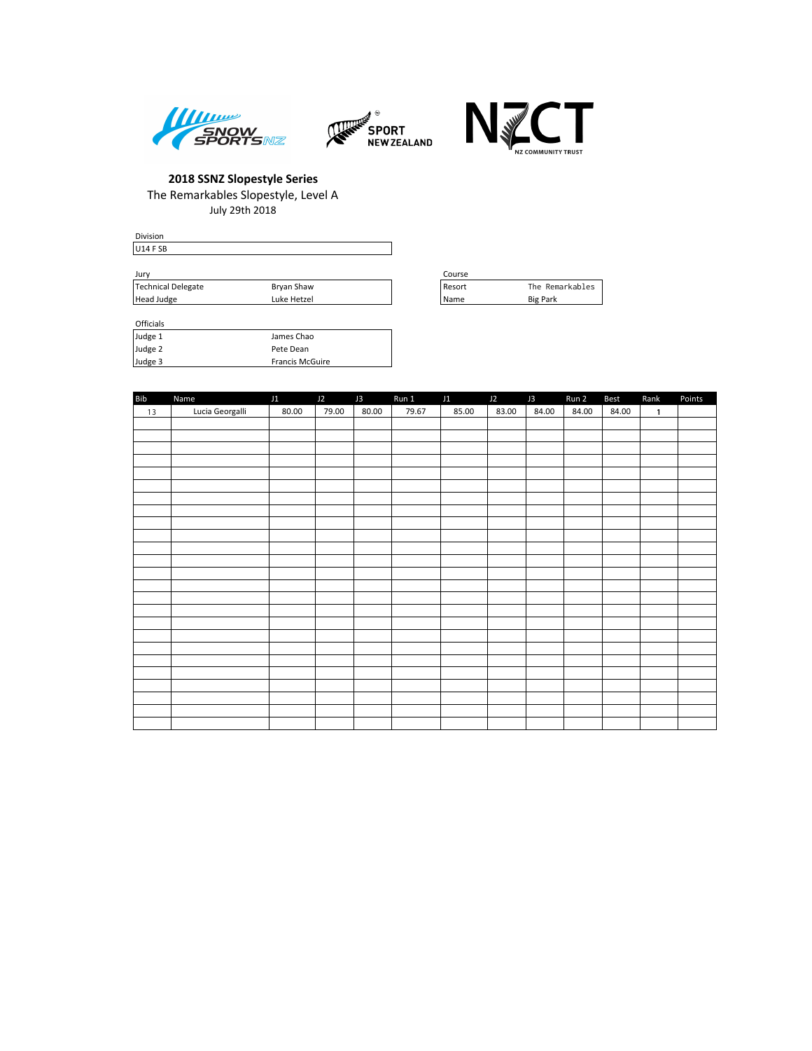**2018 SSNZ Slopestyle Series**

The Remarkables Slopestyle, Level A

July 29th 2018

Division

| |
|---|
| U14 F SB |

Jury

| | |
|---|---|
| Technical Delegate | Bryan Shaw |
| Head Judge | Luke Hetzel |

Course

| | |
|---|---|
| Resort | The Remarkables |
| Name | Big Park |

Officials

| | |
|---|---|
| Judge 1 | James Chao |
| Judge 2 | Pete Dean |
| Judge 3 | Francis McGuire |

| Bib | Name | J1 | J2 | J3 | Run 1 | J1 | J2 | J3 | Run 2 | Best | Rank | Points |
|---|---|---|---|---|---|---|---|---|---|---|---|---|
| 13 | Lucia Georgalli | 80.00 | 79.00 | 80.00 | 79.67 | 85.00 | 83.00 | 84.00 | 84.00 | 84.00 | 1 | |